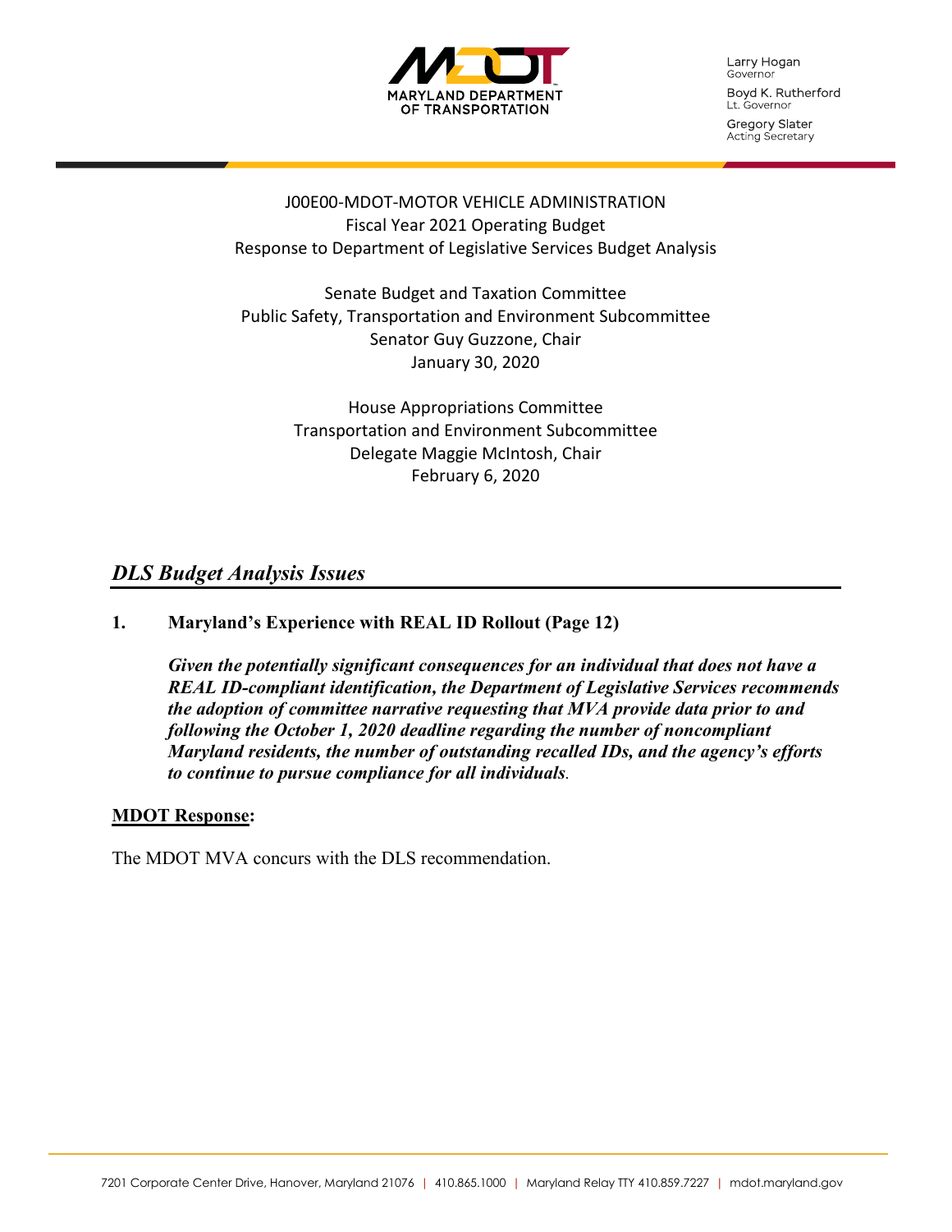MARYLAND DEPARTMENT OF TRANSPORTATION

Larry Hogan
Governor

Boyd K. Rutherford
Lt. Governor

Gregory Slater
Acting Secretary

J00E00-MDOT-MOTOR VEHICLE ADMINISTRATION
Fiscal Year 2021 Operating Budget
Response to Department of Legislative Services Budget Analysis

Senate Budget and Taxation Committee
Public Safety, Transportation and Environment Subcommittee
Senator Guy Guzzone, Chair
January 30, 2020

House Appropriations Committee
Transportation and Environment Subcommittee
Delegate Maggie McIntosh, Chair
February 6, 2020

## *DLS Budget Analysis Issues*

**1. Maryland's Experience with REAL ID Rollout (Page 12)**

***Given the potentially significant consequences for an individual that does not have a REAL ID-compliant identification, the Department of Legislative Services recommends the adoption of committee narrative requesting that MVA provide data prior to and following the October 1, 2020 deadline regarding the number of noncompliant Maryland residents, the number of outstanding recalled IDs, and the agency's efforts to continue to pursue compliance for all individuals.***

**MDOT Response:**

The MDOT MVA concurs with the DLS recommendation.

7201 Corporate Center Drive, Hanover, Maryland 21076 | 410.865.1000 | Maryland Relay TTY 410.859.7227 | mdot.maryland.gov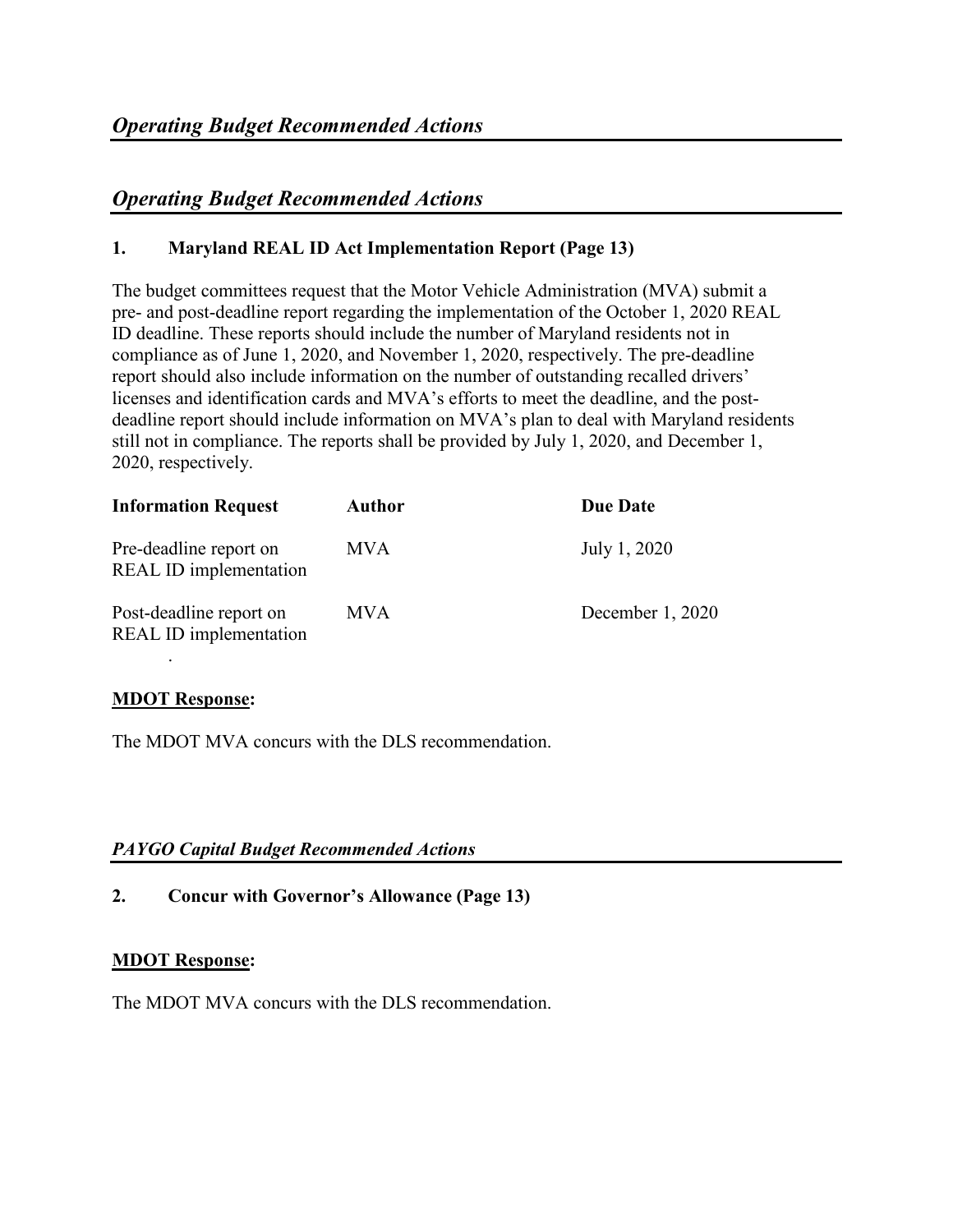## *Operating Budget Recommended Actions*

## *Operating Budget Recommended Actions*

### 1. Maryland REAL ID Act Implementation Report (Page 13)

The budget committees request that the Motor Vehicle Administration (MVA) submit a pre- and post-deadline report regarding the implementation of the October 1, 2020 REAL ID deadline. These reports should include the number of Maryland residents not in compliance as of June 1, 2020, and November 1, 2020, respectively. The pre-deadline report should also include information on the number of outstanding recalled drivers' licenses and identification cards and MVA's efforts to meet the deadline, and the post-deadline report should include information on MVA's plan to deal with Maryland residents still not in compliance. The reports shall be provided by July 1, 2020, and December 1, 2020, respectively.

| Information Request | Author | Due Date |
|---|---|---|
| Pre-deadline report on REAL ID implementation | MVA | July 1, 2020 |
| Post-deadline report on REAL ID implementation | MVA | December 1, 2020 |

**MDOT Response:**

The MDOT MVA concurs with the DLS recommendation.

### *PAYGO Capital Budget Recommended Actions*

### 2. Concur with Governor's Allowance (Page 13)

**MDOT Response:**

The MDOT MVA concurs with the DLS recommendation.